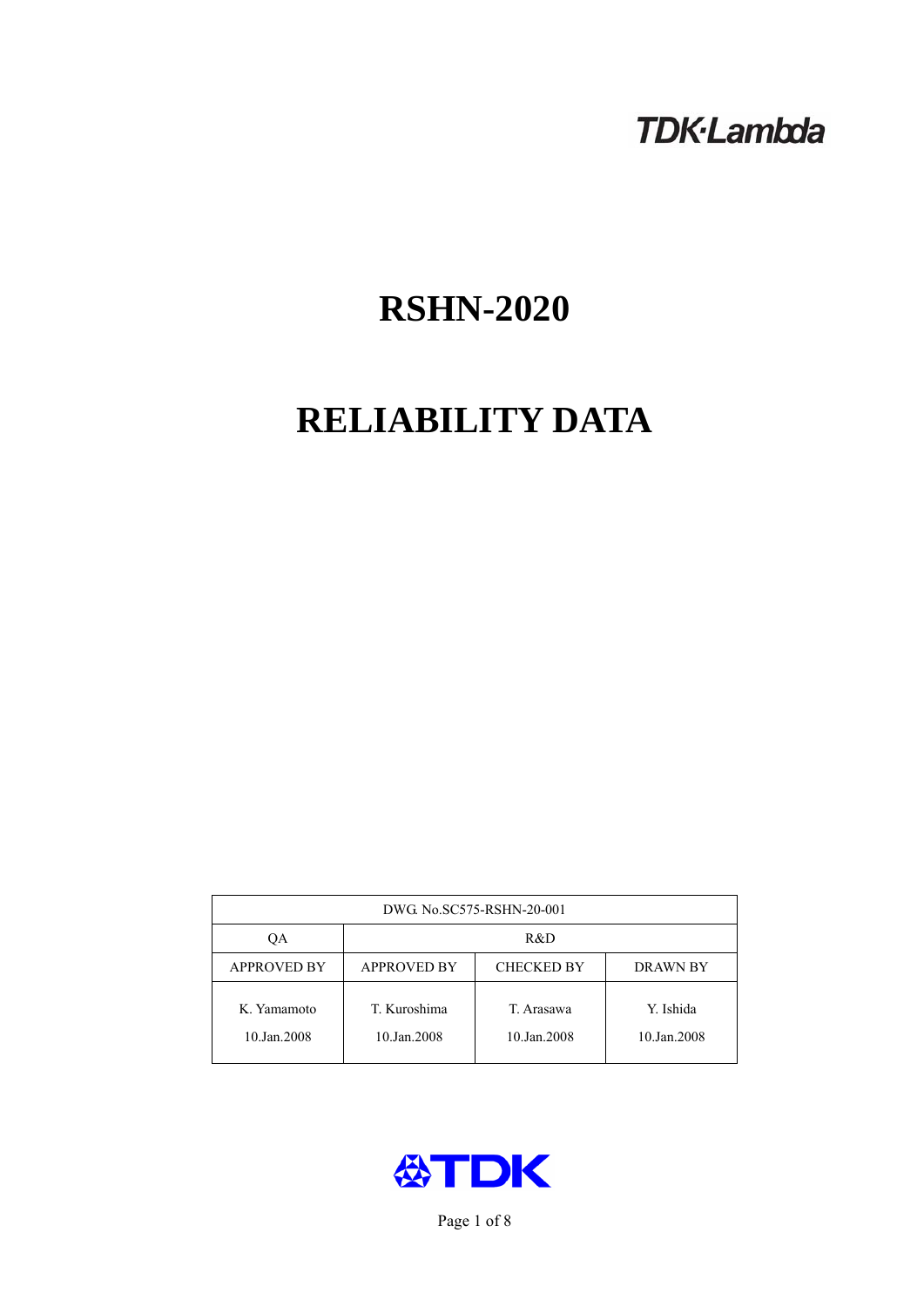TDK·Lambda

# RSHN-2020

# RELIABILITY DATA

| DWG. No.SC575-RSHN-20-001 | | | |
|---|---|---|---|
| QA | R&D | | |
| APPROVED BY | APPROVED BY | CHECKED BY | DRAWN BY |
| K. Yamamoto<br>10.Jan.2008 | T. Kuroshima<br>10.Jan.2008 | T. Arasawa<br>10.Jan.2008 | Y. Ishida<br>10.Jan.2008 |

TDK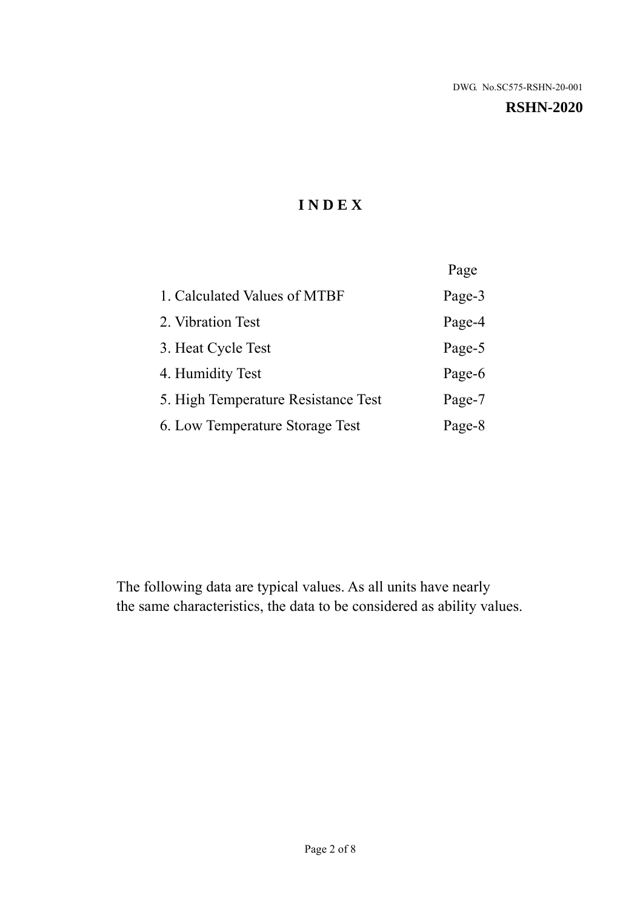DWG. No.SC575-RSHN-20-001

**RSHN-2020**

# I N D E X

| | Page |
|---|---|
| 1. Calculated Values of MTBF | Page-3 |
| 2. Vibration Test | Page-4 |
| 3. Heat Cycle Test | Page-5 |
| 4. Humidity Test | Page-6 |
| 5. High Temperature Resistance Test | Page-7 |
| 6. Low Temperature Storage Test | Page-8 |

The following data are typical values. As all units have nearly the same characteristics, the data to be considered as ability values.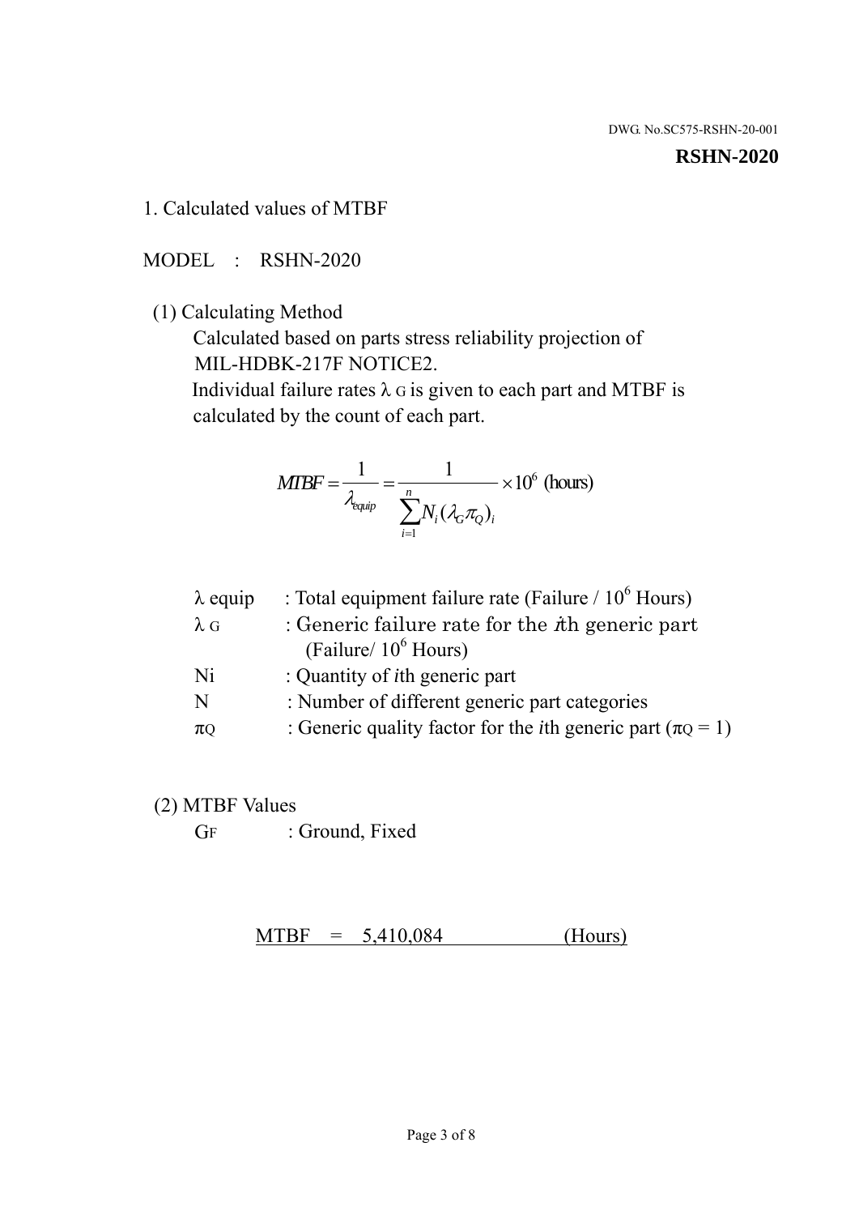DWG. No.SC575-RSHN-20-001

**RSHN-2020**

## 1. Calculated values of MTBF

MODEL : RSHN-2020

(1) Calculating Method

Calculated based on parts stress reliability projection of MIL-HDBK-217F NOTICE2.

Individual failure rates $\lambda_G$ is given to each part and MTBF is calculated by the count of each part.

$$MTBF = \frac{1}{\lambda_{equip}} = \frac{1}{\sum_{i=1}^{n} N_i (\lambda_G \pi_Q)_i} \times 10^6 \text{ (hours)}$$

| | |
|---|---|
| $\lambda$ equip | : Total equipment failure rate (Failure / $10^6$ Hours) |
| $\lambda_G$ | : Generic failure rate for the $i$th generic part (Failure/ $10^6$ Hours) |
| Ni | : Quantity of $i$th generic part |
| N | : Number of different generic part categories |
| $\pi_Q$ | : Generic quality factor for the $i$th generic part ($\pi_Q = 1$) |

(2) MTBF Values

$G_F$ : Ground, Fixed

MTBF = 5,410,084 (Hours)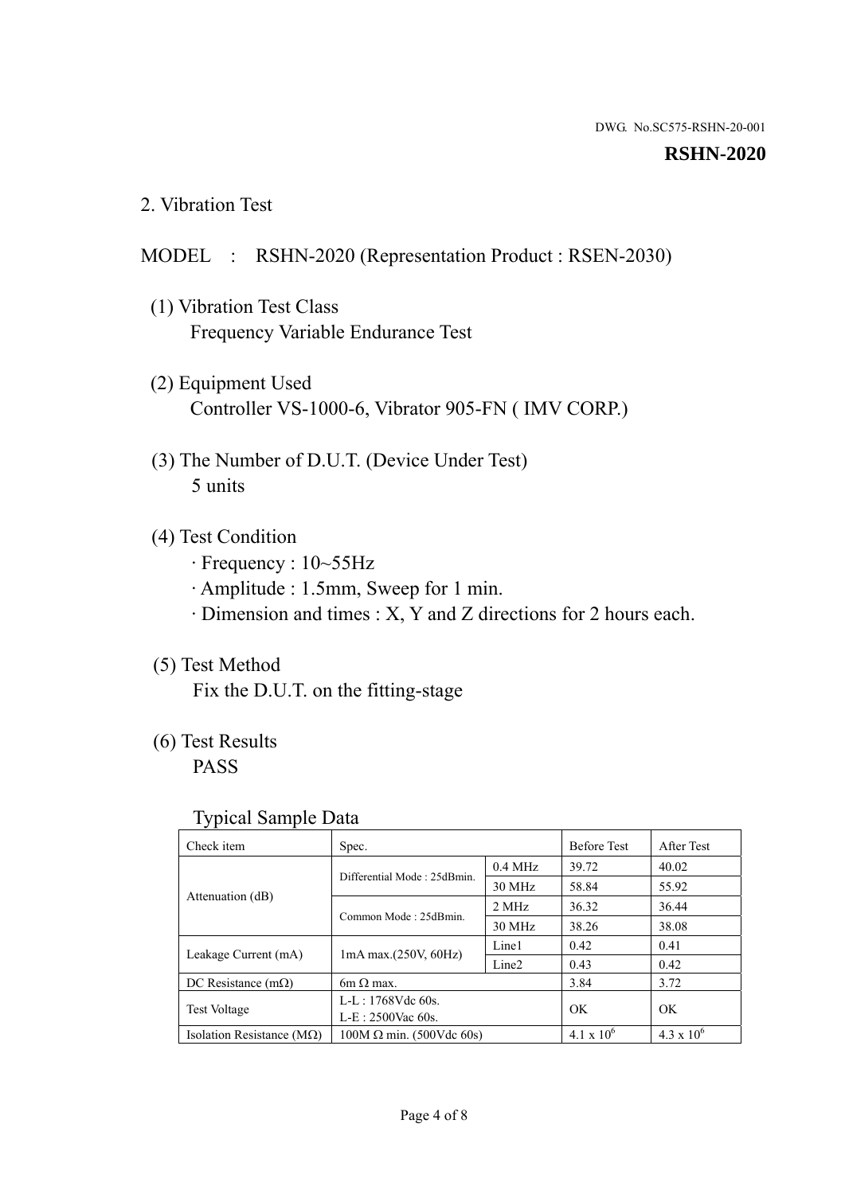DWG. No.SC575-RSHN-20-001

**RSHN-2020**

## 2. Vibration Test

MODEL : RSHN-2020 (Representation Product : RSEN-2030)

(1) Vibration Test Class
Frequency Variable Endurance Test

(2) Equipment Used
Controller VS-1000-6, Vibrator 905-FN ( IMV CORP.)

(3) The Number of D.U.T. (Device Under Test)
5 units

(4) Test Condition
· Frequency : 10~55Hz
· Amplitude : 1.5mm, Sweep for 1 min.
· Dimension and times : X, Y and Z directions for 2 hours each.

(5) Test Method
Fix the D.U.T. on the fitting-stage

(6) Test Results
PASS

Typical Sample Data

| Check item | Spec. | | Before Test | After Test |
|---|---|---|---|---|
| Attenuation (dB) | Differential Mode : 25dBmin. | 0.4 MHz | 39.72 | 40.02 |
| | | 30 MHz | 58.84 | 55.92 |
| | Common Mode : 25dBmin. | 2 MHz | 36.32 | 36.44 |
| | | 30 MHz | 38.26 | 38.08 |
| Leakage Current (mA) | 1mA max.(250V, 60Hz) | Line1 | 0.42 | 0.41 |
| | | Line2 | 0.43 | 0.42 |
| DC Resistance (mΩ) | 6m Ω max. | | 3.84 | 3.72 |
| Test Voltage | L-L : 1768Vdc 60s.<br>L-E : 2500Vac 60s. | | OK | OK |
| Isolation Resistance (MΩ) | 100M Ω min. (500Vdc 60s) | | $4.1 \times 10^6$ | $4.3 \times 10^6$ |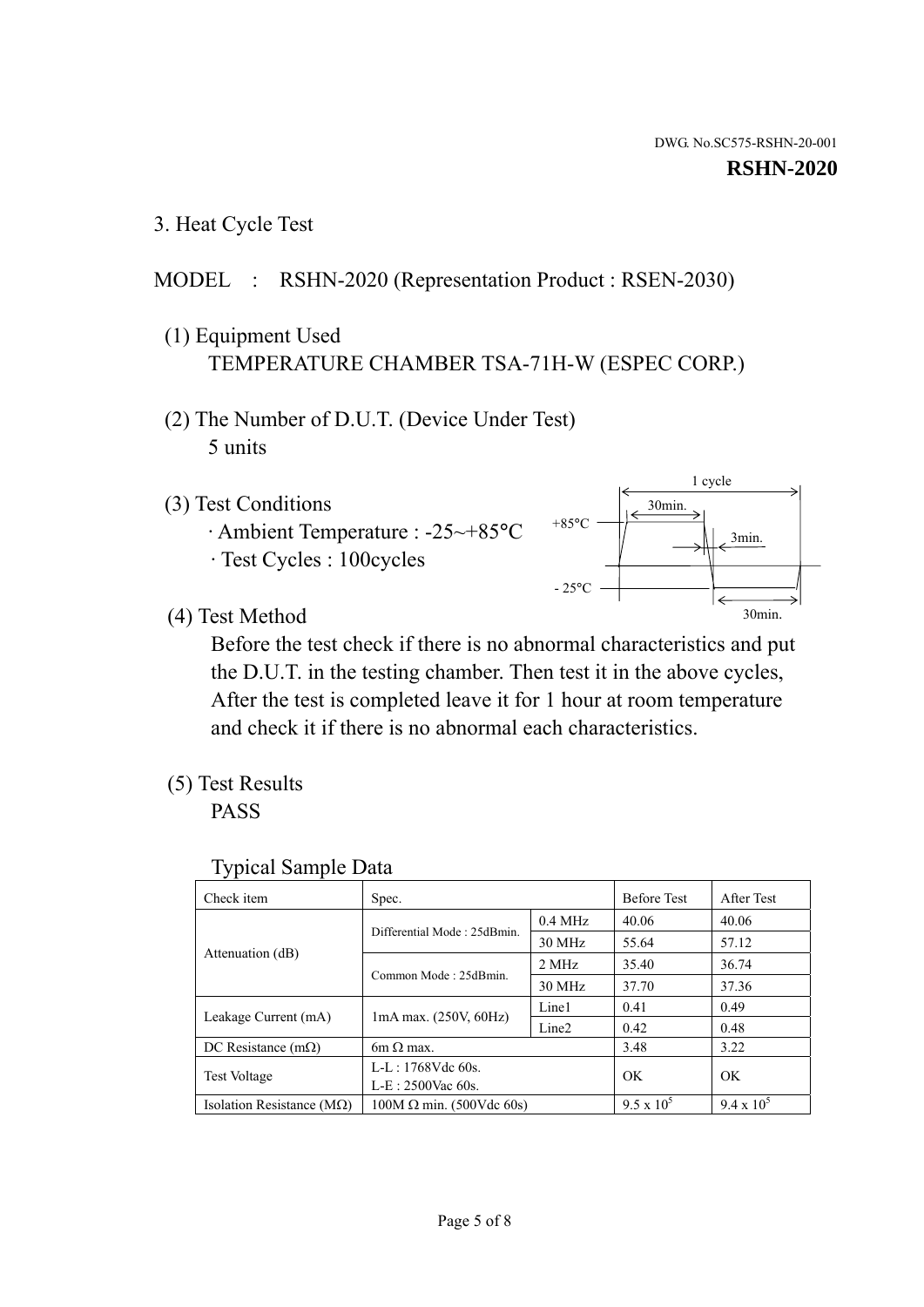DWG. No.SC575-RSHN-20-001

**RSHN-2020**

3. Heat Cycle Test

MODEL : RSHN-2020 (Representation Product : RSEN-2030)

(1) Equipment Used
TEMPERATURE CHAMBER TSA-71H-W (ESPEC CORP.)

(2) The Number of D.U.T. (Device Under Test)
5 units

(3) Test Conditions
· Ambient Temperature : -25~+85°C
· Test Cycles : 100cycles

1 cycle
30min.
+85°C
3min.
- 25°C
30min.

(4) Test Method
Before the test check if there is no abnormal characteristics and put the D.U.T. in the testing chamber. Then test it in the above cycles, After the test is completed leave it for 1 hour at room temperature and check it if there is no abnormal each characteristics.

(5) Test Results
PASS

Typical Sample Data

| Check item | Spec. | | Before Test | After Test |
|---|---|---|---|---|
| Attenuation (dB) | Differential Mode : 25dBmin. | 0.4 MHz | 40.06 | 40.06 |
| | | 30 MHz | 55.64 | 57.12 |
| | Common Mode : 25dBmin. | 2 MHz | 35.40 | 36.74 |
| | | 30 MHz | 37.70 | 37.36 |
| Leakage Current (mA) | 1mA max. (250V, 60Hz) | Line1 | 0.41 | 0.49 |
| | | Line2 | 0.42 | 0.48 |
| DC Resistance (mΩ) | 6m Ω max. | | 3.48 | 3.22 |
| Test Voltage | L-L : 1768Vdc 60s.<br>L-E : 2500Vac 60s. | | OK | OK |
| Isolation Resistance (MΩ) | 100M Ω min. (500Vdc 60s) | | $9.5 \times 10^5$ | $9.4 \times 10^5$ |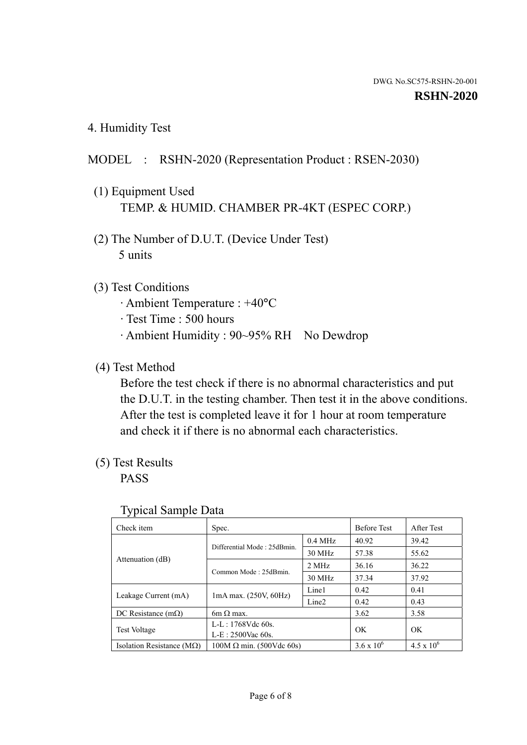DWG. No.SC575-RSHN-20-001

**RSHN-2020**

## 4. Humidity Test

MODEL : RSHN-2020 (Representation Product : RSEN-2030)

(1) Equipment Used
TEMP. & HUMID. CHAMBER PR-4KT (ESPEC CORP.)

(2) The Number of D.U.T. (Device Under Test)
5 units

(3) Test Conditions
· Ambient Temperature : +40°C
· Test Time : 500 hours
· Ambient Humidity : 90~95% RH No Dewdrop

(4) Test Method
Before the test check if there is no abnormal characteristics and put the D.U.T. in the testing chamber. Then test it in the above conditions. After the test is completed leave it for 1 hour at room temperature and check it if there is no abnormal each characteristics.

(5) Test Results
PASS

Typical Sample Data

| Check item | Spec. | | Before Test | After Test |
|---|---|---|---|---|
| Attenuation (dB) | Differential Mode : 25dBmin. | 0.4 MHz | 40.92 | 39.42 |
| | | 30 MHz | 57.38 | 55.62 |
| | Common Mode : 25dBmin. | 2 MHz | 36.16 | 36.22 |
| | | 30 MHz | 37.34 | 37.92 |
| Leakage Current (mA) | 1mA max. (250V, 60Hz) | Line1 | 0.42 | 0.41 |
| | | Line2 | 0.42 | 0.43 |
| DC Resistance (mΩ) | 6m Ω max. | | 3.62 | 3.58 |
| Test Voltage | L-L : 1768Vdc 60s.<br>L-E : 2500Vac 60s. | | OK | OK |
| Isolation Resistance (MΩ) | 100M Ω min. (500Vdc 60s) | | $3.6 \times 10^6$ | $4.5 \times 10^6$ |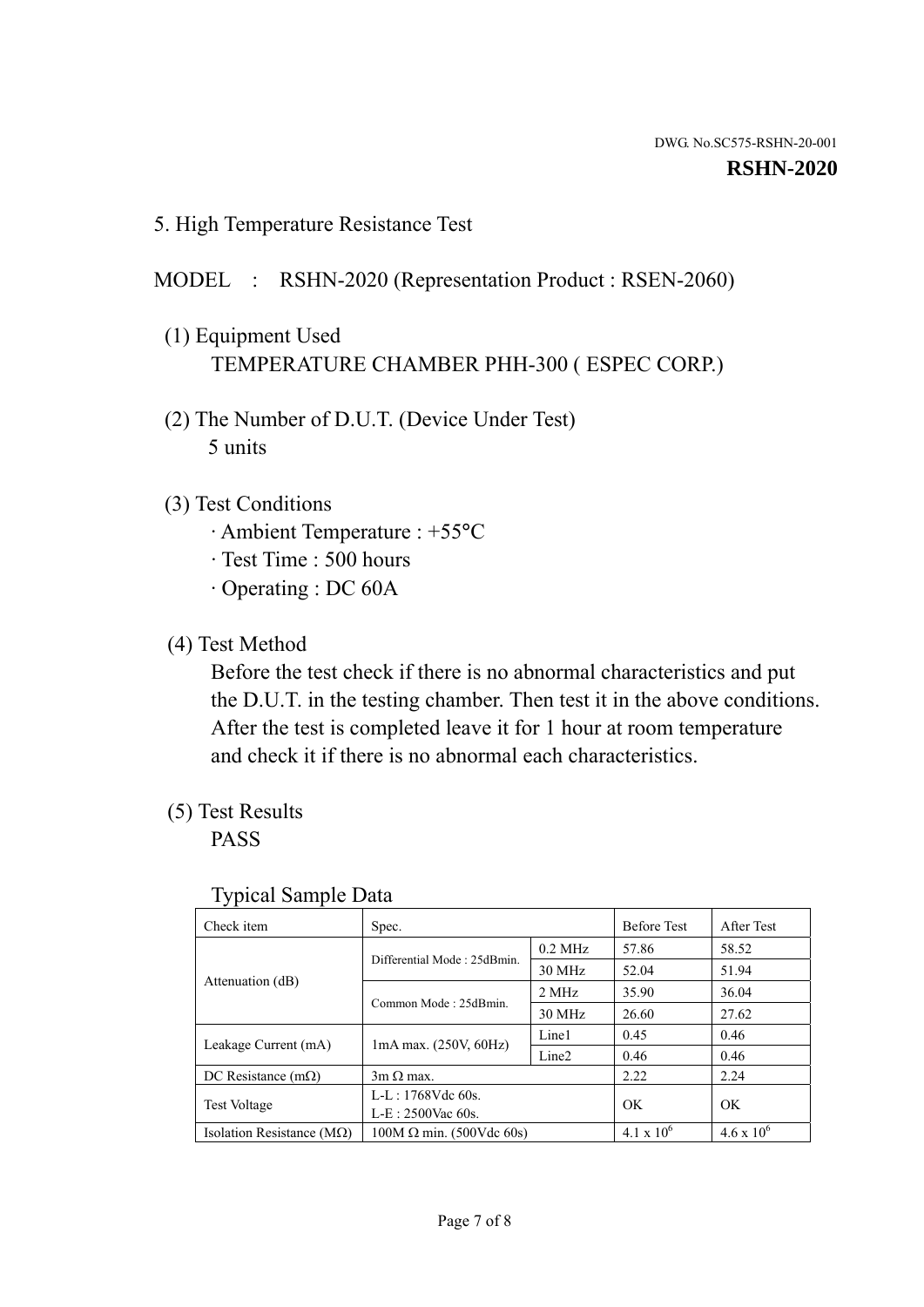DWG. No.SC575-RSHN-20-001

**RSHN-2020**

5. High Temperature Resistance Test

MODEL : RSHN-2020 (Representation Product : RSEN-2060)

(1) Equipment Used
TEMPERATURE CHAMBER PHH-300 ( ESPEC CORP.)

(2) The Number of D.U.T. (Device Under Test)
5 units

(3) Test Conditions
· Ambient Temperature : +55°C
· Test Time : 500 hours
· Operating : DC 60A

(4) Test Method
Before the test check if there is no abnormal characteristics and put the D.U.T. in the testing chamber. Then test it in the above conditions. After the test is completed leave it for 1 hour at room temperature and check it if there is no abnormal each characteristics.

(5) Test Results
PASS

Typical Sample Data

| Check item | Spec. | | Before Test | After Test |
|---|---|---|---|---|
| Attenuation (dB) | Differential Mode : 25dBmin. | 0.2 MHz | 57.86 | 58.52 |
| | | 30 MHz | 52.04 | 51.94 |
| | Common Mode : 25dBmin. | 2 MHz | 35.90 | 36.04 |
| | | 30 MHz | 26.60 | 27.62 |
| Leakage Current (mA) | 1mA max. (250V, 60Hz) | Line1 | 0.45 | 0.46 |
| | | Line2 | 0.46 | 0.46 |
| DC Resistance (mΩ) | 3m Ω max. | | 2.22 | 2.24 |
| Test Voltage | L-L : 1768Vdc 60s. L-E : 2500Vac 60s. | | OK | OK |
| Isolation Resistance (MΩ) | 100M Ω min. (500Vdc 60s) | | $4.1 \times 10^6$ | $4.6 \times 10^6$ |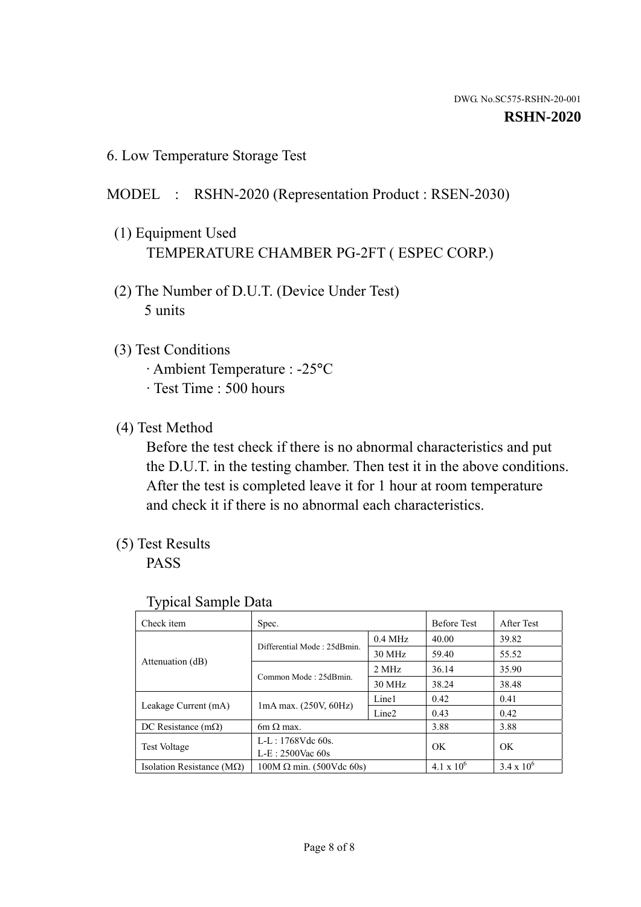DWG. No.SC575-RSHN-20-001

**RSHN-2020**

## 6. Low Temperature Storage Test

MODEL : RSHN-2020 (Representation Product : RSEN-2030)

(1) Equipment Used

TEMPERATURE CHAMBER PG-2FT ( ESPEC CORP.)

(2) The Number of D.U.T. (Device Under Test)

5 units

(3) Test Conditions

· Ambient Temperature : -25°C

· Test Time : 500 hours

(4) Test Method

Before the test check if there is no abnormal characteristics and put the D.U.T. in the testing chamber. Then test it in the above conditions. After the test is completed leave it for 1 hour at room temperature and check it if there is no abnormal each characteristics.

(5) Test Results

PASS

Typical Sample Data

| Check item | Spec. | | Before Test | After Test |
|---|---|---|---|---|
| Attenuation (dB) | Differential Mode : 25dBmin. | 0.4 MHz | 40.00 | 39.82 |
| | | 30 MHz | 59.40 | 55.52 |
| | Common Mode : 25dBmin. | 2 MHz | 36.14 | 35.90 |
| | | 30 MHz | 38.24 | 38.48 |
| Leakage Current (mA) | 1mA max. (250V, 60Hz) | Line1 | 0.42 | 0.41 |
| | | Line2 | 0.43 | 0.42 |
| DC Resistance (mΩ) | 6m Ω max. | | 3.88 | 3.88 |
| Test Voltage | L-L : 1768Vdc 60s. L-E : 2500Vac 60s | | OK | OK |
| Isolation Resistance (MΩ) | 100M Ω min. (500Vdc 60s) | | $4.1 \times 10^{6}$ | $3.4 \times 10^{6}$ |